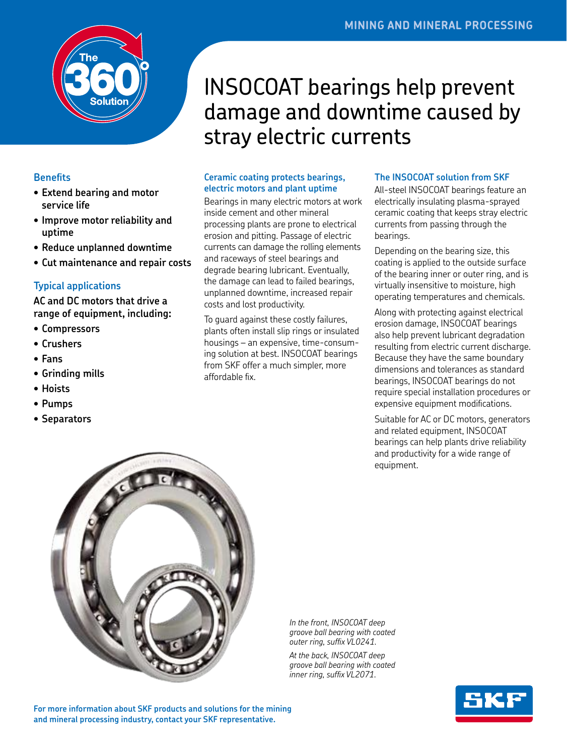MINING AND MINERAL PROCESSING

# INSOCOAT bearings help prevent damage and downtime caused by stray electric currents

## Benefits

- **Extend bearing and motor service life**
- **Improve motor reliability and uptime**
- **Reduce unplanned downtime**
- **Cut maintenance and repair costs**

## Typical applications

**AC and DC motors that drive a range of equipment, including:**

- **Compressors**
- **Crushers**
- **Fans**
- **Grinding mills**
- **Hoists**
- **Pumps**
- **Separators**

## Ceramic coating protects bearings, electric motors and plant uptime

Bearings in many electric motors at work inside cement and other mineral processing plants are prone to electrical erosion and pitting. Passage of electric currents can damage the rolling elements and raceways of steel bearings and degrade bearing lubricant. Eventually, the damage can lead to failed bearings, unplanned downtime, increased repair costs and lost productivity.

To guard against these costly failures, plants often install slip rings or insulated housings – an expensive, time-consuming solution at best. INSOCOAT bearings from SKF offer a much simpler, more affordable fix.

## The INSOCOAT solution from SKF

All-steel INSOCOAT bearings feature an electrically insulating plasma-sprayed ceramic coating that keeps stray electric currents from passing through the bearings.

Depending on the bearing size, this coating is applied to the outside surface of the bearing inner or outer ring, and is virtually insensitive to moisture, high operating temperatures and chemicals.

Along with protecting against electrical erosion damage, INSOCOAT bearings also help prevent lubricant degradation resulting from electric current discharge. Because they have the same boundary dimensions and tolerances as standard bearings, INSOCOAT bearings do not require special installation procedures or expensive equipment modifications.

Suitable for AC or DC motors, generators and related equipment, INSOCOAT bearings can help plants drive reliability and productivity for a wide range of equipment.

*In the front, INSOCOAT deep groove ball bearing with coated outer ring, suffix VL0241.*

*At the back, INSOCOAT deep groove ball bearing with coated inner ring, suffix VL2071.*

**For more information about SKF products and solutions for the mining and mineral processing industry, contact your SKF representative.**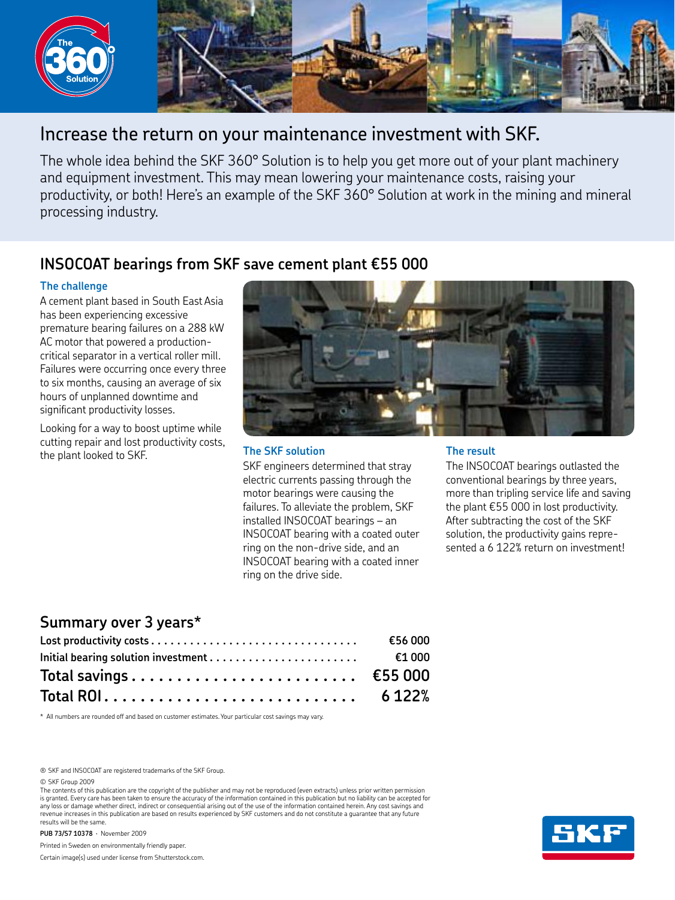# Increase the return on your maintenance investment with SKF.

The whole idea behind the SKF 360° Solution is to help you get more out of your plant machinery and equipment investment. This may mean lowering your maintenance costs, raising your productivity, or both! Here's an example of the SKF 360° Solution at work in the mining and mineral processing industry.

## INSOCOAT bearings from SKF save cement plant €55 000

### The challenge

A cement plant based in South East Asia has been experiencing excessive premature bearing failures on a 288 kW AC motor that powered a production-critical separator in a vertical roller mill. Failures were occurring once every three to six months, causing an average of six hours of unplanned downtime and significant productivity losses.

Looking for a way to boost uptime while cutting repair and lost productivity costs, the plant looked to SKF.

### The SKF solution

SKF engineers determined that stray electric currents passing through the motor bearings were causing the failures. To alleviate the problem, SKF installed INSOCOAT bearings – an INSOCOAT bearing with a coated outer ring on the non-drive side, and an INSOCOAT bearing with a coated inner ring on the drive side.

### The result

The INSOCOAT bearings outlasted the conventional bearings by three years, more than tripling service life and saving the plant €55 000 in lost productivity. After subtracting the cost of the SKF solution, the productivity gains represented a 6 122% return on investment!

## Summary over 3 years*

| | |
|---|---|
| Lost productivity costs | €56 000 |
| Initial bearing solution investment | €1 000 |
| **Total savings** | **€55 000** |
| **Total ROI** | **6 122%** |

\* All numbers are rounded off and based on customer estimates. Your particular cost savings may vary.

® SKF and INSOCOAT are registered trademarks of the SKF Group.

© SKF Group 2009

The contents of this publication are the copyright of the publisher and may not be reproduced (even extracts) unless prior written permission is granted. Every care has been taken to ensure the accuracy of the information contained in this publication but no liability can be accepted for any loss or damage whether direct, indirect or consequential arising out of the use of the information contained herein. Any cost savings and revenue increases in this publication are based on results experienced by SKF customers and do not constitute a guarantee that any future results will be the same.

**PUB 73/S7 10378** · November 2009

Printed in Sweden on environmentally friendly paper.

Certain image(s) used under license from Shutterstock.com.